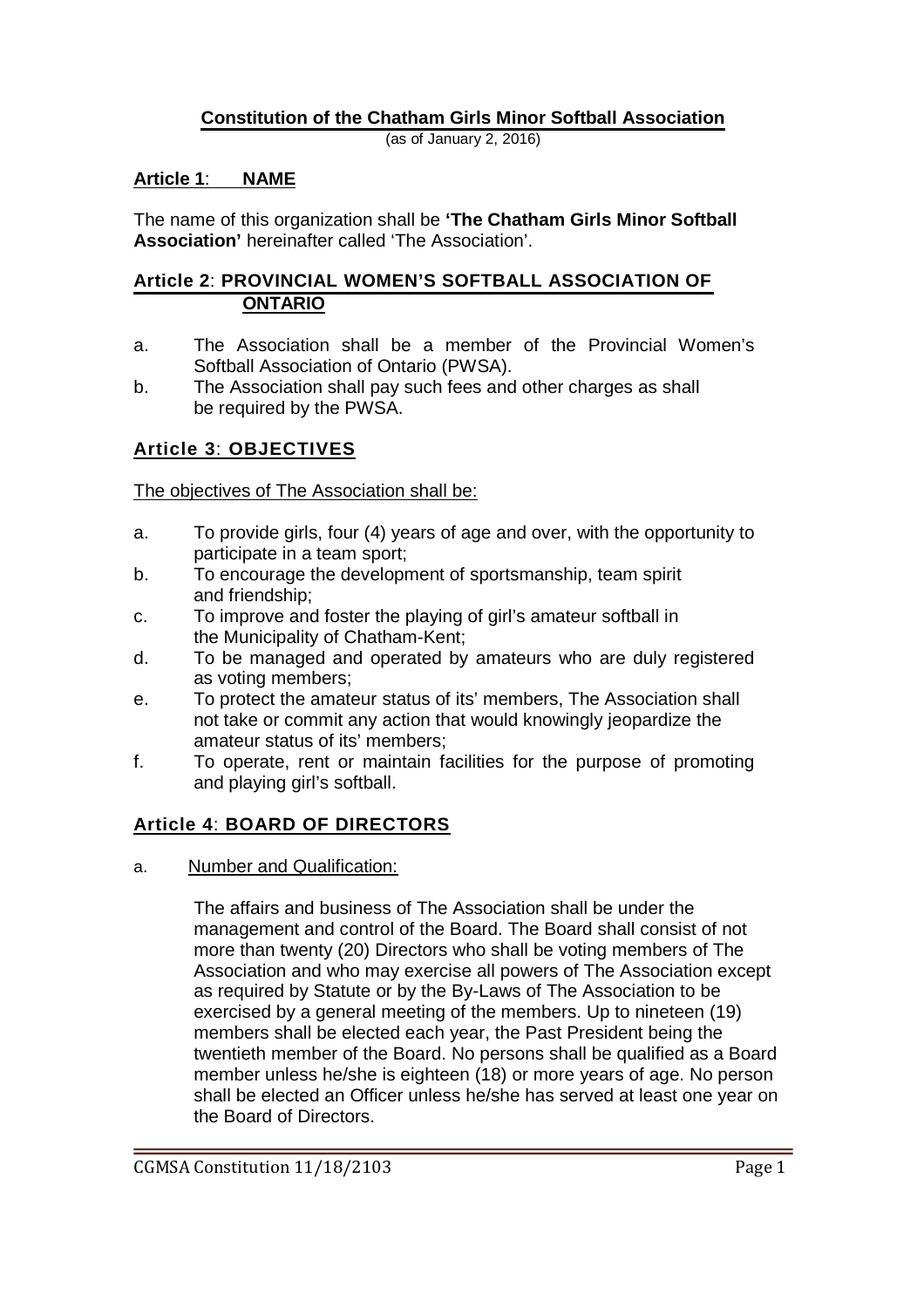# Constitution of the Chatham Girls Minor Softball Association

(as of January 2, 2016)

## Article 1: NAME

The name of this organization shall be **'The Chatham Girls Minor Softball Association'** hereinafter called 'The Association'.

## Article 2: PROVINCIAL WOMEN'S SOFTBALL ASSOCIATION OF ONTARIO

a. The Association shall be a member of the Provincial Women's Softball Association of Ontario (PWSA).

b. The Association shall pay such fees and other charges as shall be required by the PWSA.

## Article 3: OBJECTIVES

The objectives of The Association shall be:

a. To provide girls, four (4) years of age and over, with the opportunity to participate in a team sport;

b. To encourage the development of sportsmanship, team spirit and friendship;

c. To improve and foster the playing of girl's amateur softball in the Municipality of Chatham-Kent;

d. To be managed and operated by amateurs who are duly registered as voting members;

e. To protect the amateur status of its' members, The Association shall not take or commit any action that would knowingly jeopardize the amateur status of its' members;

f. To operate, rent or maintain facilities for the purpose of promoting and playing girl's softball.

## Article 4: BOARD OF DIRECTORS

a. Number and Qualification:

The affairs and business of The Association shall be under the management and control of the Board. The Board shall consist of not more than twenty (20) Directors who shall be voting members of The Association and who may exercise all powers of The Association except as required by Statute or by the By-Laws of The Association to be exercised by a general meeting of the members. Up to nineteen (19) members shall be elected each year, the Past President being the twentieth member of the Board. No persons shall be qualified as a Board member unless he/she is eighteen (18) or more years of age. No person shall be elected an Officer unless he/she has served at least one year on the Board of Directors.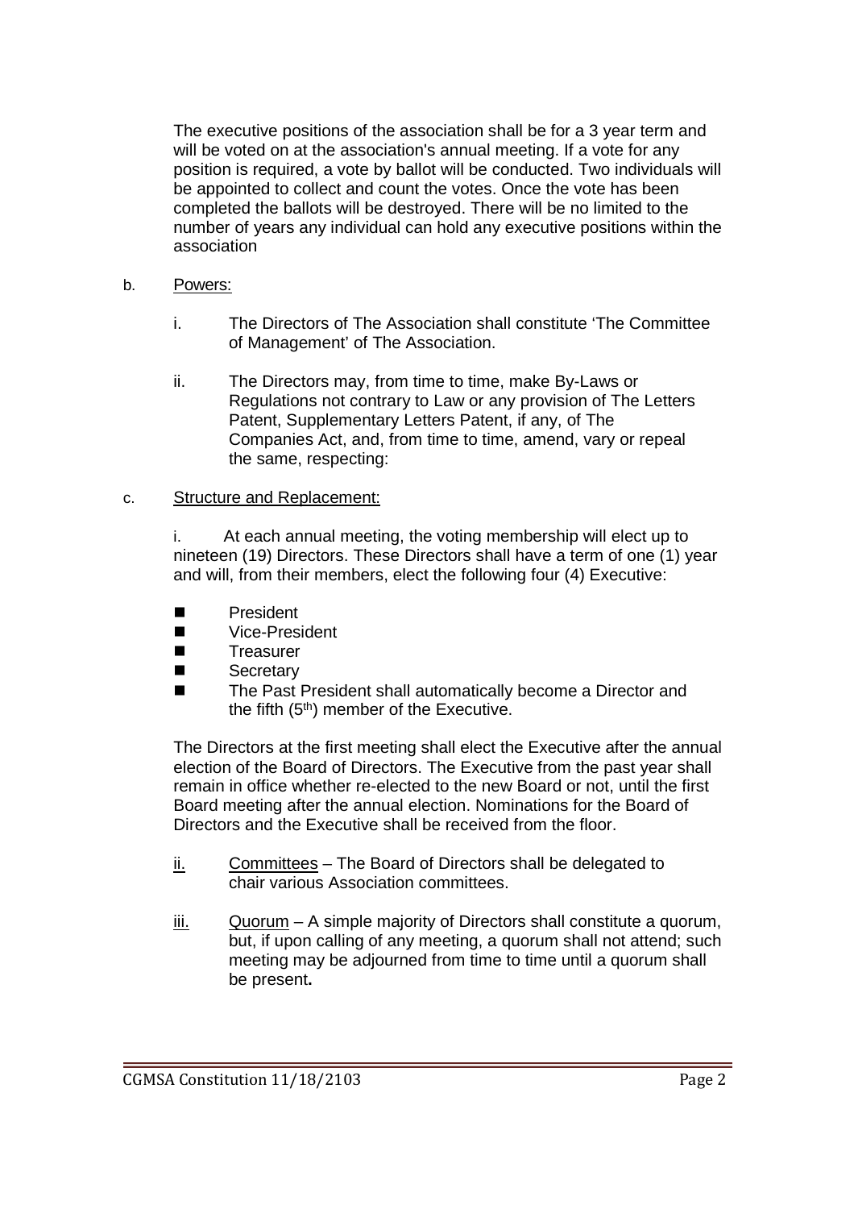The executive positions of the association shall be for a 3 year term and will be voted on at the association's annual meeting. If a vote for any position is required, a vote by ballot will be conducted. Two individuals will be appointed to collect and count the votes. Once the vote has been completed the ballots will be destroyed. There will be no limited to the number of years any individual can hold any executive positions within the association

b. Powers:

i. The Directors of The Association shall constitute 'The Committee of Management' of The Association.

ii. The Directors may, from time to time, make By-Laws or Regulations not contrary to Law or any provision of The Letters Patent, Supplementary Letters Patent, if any, of The Companies Act, and, from time to time, amend, vary or repeal the same, respecting:

c. Structure and Replacement:

i. At each annual meeting, the voting membership will elect up to nineteen (19) Directors. These Directors shall have a term of one (1) year and will, from their members, elect the following four (4) Executive:

- President
- Vice-President
- Treasurer
- Secretary
- The Past President shall automatically become a Director and the fifth (5th) member of the Executive.

The Directors at the first meeting shall elect the Executive after the annual election of the Board of Directors. The Executive from the past year shall remain in office whether re-elected to the new Board or not, until the first Board meeting after the annual election. Nominations for the Board of Directors and the Executive shall be received from the floor.

ii. Committees – The Board of Directors shall be delegated to chair various Association committees.

iii. Quorum – A simple majority of Directors shall constitute a quorum, but, if upon calling of any meeting, a quorum shall not attend; such meeting may be adjourned from time to time until a quorum shall be present**.**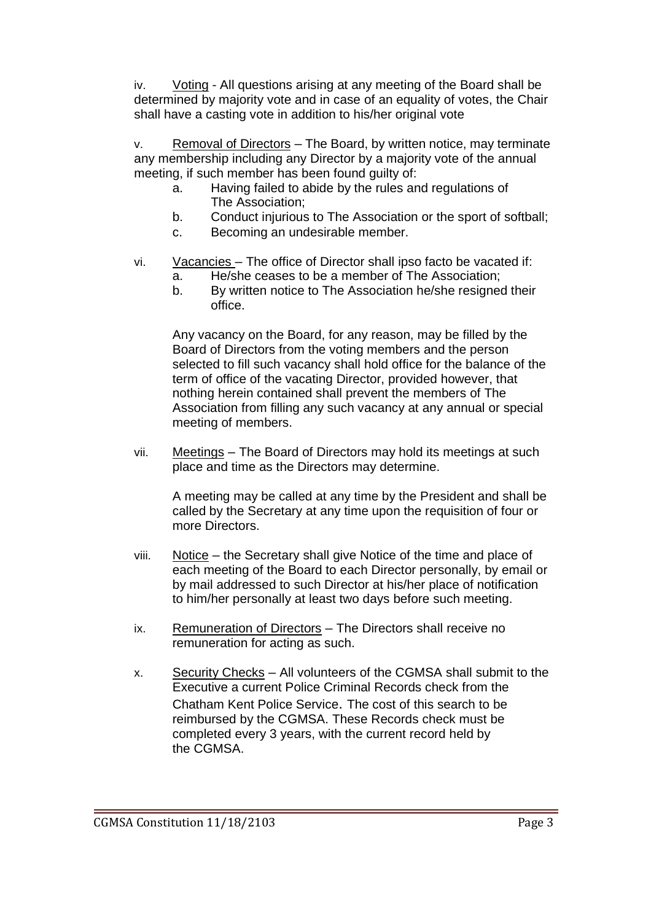iv. Voting - All questions arising at any meeting of the Board shall be determined by majority vote and in case of an equality of votes, the Chair shall have a casting vote in addition to his/her original vote

v. Removal of Directors – The Board, by written notice, may terminate any membership including any Director by a majority vote of the annual meeting, if such member has been found guilty of:

   a. Having failed to abide by the rules and regulations of The Association;
   b. Conduct injurious to The Association or the sport of softball;
   c. Becoming an undesirable member.

vi. Vacancies – The office of Director shall ipso facto be vacated if:

   a. He/she ceases to be a member of The Association;
   b. By written notice to The Association he/she resigned their office.

   Any vacancy on the Board, for any reason, may be filled by the Board of Directors from the voting members and the person selected to fill such vacancy shall hold office for the balance of the term of office of the vacating Director, provided however, that nothing herein contained shall prevent the members of The Association from filling any such vacancy at any annual or special meeting of members.

vii. Meetings – The Board of Directors may hold its meetings at such place and time as the Directors may determine.

   A meeting may be called at any time by the President and shall be called by the Secretary at any time upon the requisition of four or more Directors.

viii. Notice – the Secretary shall give Notice of the time and place of each meeting of the Board to each Director personally, by email or by mail addressed to such Director at his/her place of notification to him/her personally at least two days before such meeting.

ix. Remuneration of Directors – The Directors shall receive no remuneration for acting as such.

x. Security Checks – All volunteers of the CGMSA shall submit to the Executive a current Police Criminal Records check from the Chatham Kent Police Service. The cost of this search to be reimbursed by the CGMSA. These Records check must be completed every 3 years, with the current record held by the CGMSA.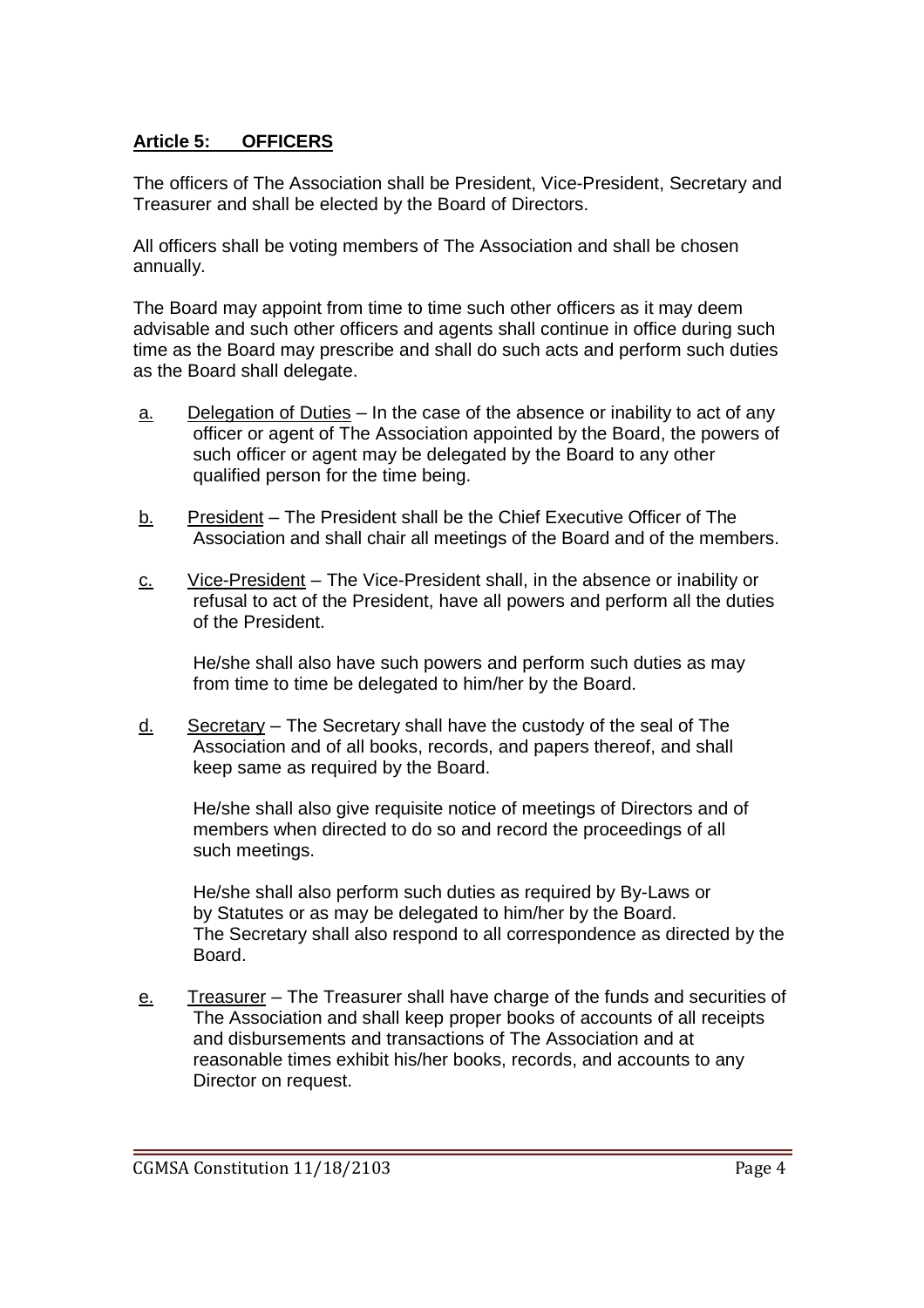## **Article 5: OFFICERS**

The officers of The Association shall be President, Vice-President, Secretary and Treasurer and shall be elected by the Board of Directors.

All officers shall be voting members of The Association and shall be chosen annually.

The Board may appoint from time to time such other officers as it may deem advisable and such other officers and agents shall continue in office during such time as the Board may prescribe and shall do such acts and perform such duties as the Board shall delegate.

a. Delegation of Duties – In the case of the absence or inability to act of any officer or agent of The Association appointed by the Board, the powers of such officer or agent may be delegated by the Board to any other qualified person for the time being.

b. President – The President shall be the Chief Executive Officer of The Association and shall chair all meetings of the Board and of the members.

c. Vice-President – The Vice-President shall, in the absence or inability or refusal to act of the President, have all powers and perform all the duties of the President.

   He/she shall also have such powers and perform such duties as may from time to time be delegated to him/her by the Board.

d. Secretary – The Secretary shall have the custody of the seal of The Association and of all books, records, and papers thereof, and shall keep same as required by the Board.

   He/she shall also give requisite notice of meetings of Directors and of members when directed to do so and record the proceedings of all such meetings.

   He/she shall also perform such duties as required by By-Laws or by Statutes or as may be delegated to him/her by the Board. The Secretary shall also respond to all correspondence as directed by the Board.

e. Treasurer – The Treasurer shall have charge of the funds and securities of The Association and shall keep proper books of accounts of all receipts and disbursements and transactions of The Association and at reasonable times exhibit his/her books, records, and accounts to any Director on request.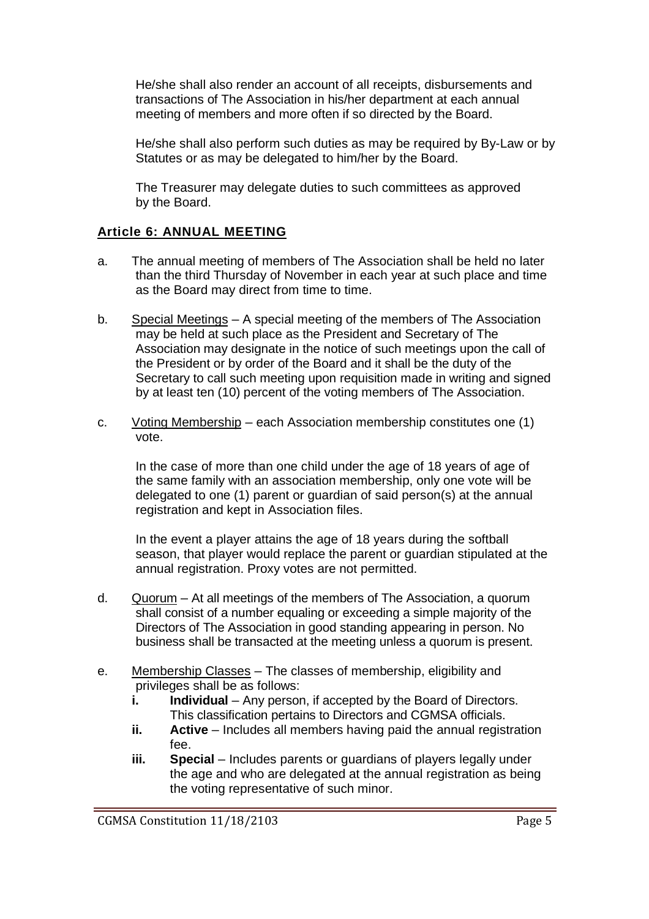He/she shall also render an account of all receipts, disbursements and transactions of The Association in his/her department at each annual meeting of members and more often if so directed by the Board.

He/she shall also perform such duties as may be required by By-Law or by Statutes or as may be delegated to him/her by the Board.

The Treasurer may delegate duties to such committees as approved by the Board.

## **Article 6: ANNUAL MEETING**

a. The annual meeting of members of The Association shall be held no later than the third Thursday of November in each year at such place and time as the Board may direct from time to time.

b. Special Meetings – A special meeting of the members of The Association may be held at such place as the President and Secretary of The Association may designate in the notice of such meetings upon the call of the President or by order of the Board and it shall be the duty of the Secretary to call such meeting upon requisition made in writing and signed by at least ten (10) percent of the voting members of The Association.

c. Voting Membership – each Association membership constitutes one (1) vote.

   In the case of more than one child under the age of 18 years of age of the same family with an association membership, only one vote will be delegated to one (1) parent or guardian of said person(s) at the annual registration and kept in Association files.

   In the event a player attains the age of 18 years during the softball season, that player would replace the parent or guardian stipulated at the annual registration. Proxy votes are not permitted.

d. Quorum – At all meetings of the members of The Association, a quorum shall consist of a number equaling or exceeding a simple majority of the Directors of The Association in good standing appearing in person. No business shall be transacted at the meeting unless a quorum is present.

e. Membership Classes – The classes of membership, eligibility and privileges shall be as follows:
   - **i. Individual** – Any person, if accepted by the Board of Directors. This classification pertains to Directors and CGMSA officials.
   - **ii. Active** – Includes all members having paid the annual registration fee.
   - **iii. Special** – Includes parents or guardians of players legally under the age and who are delegated at the annual registration as being the voting representative of such minor.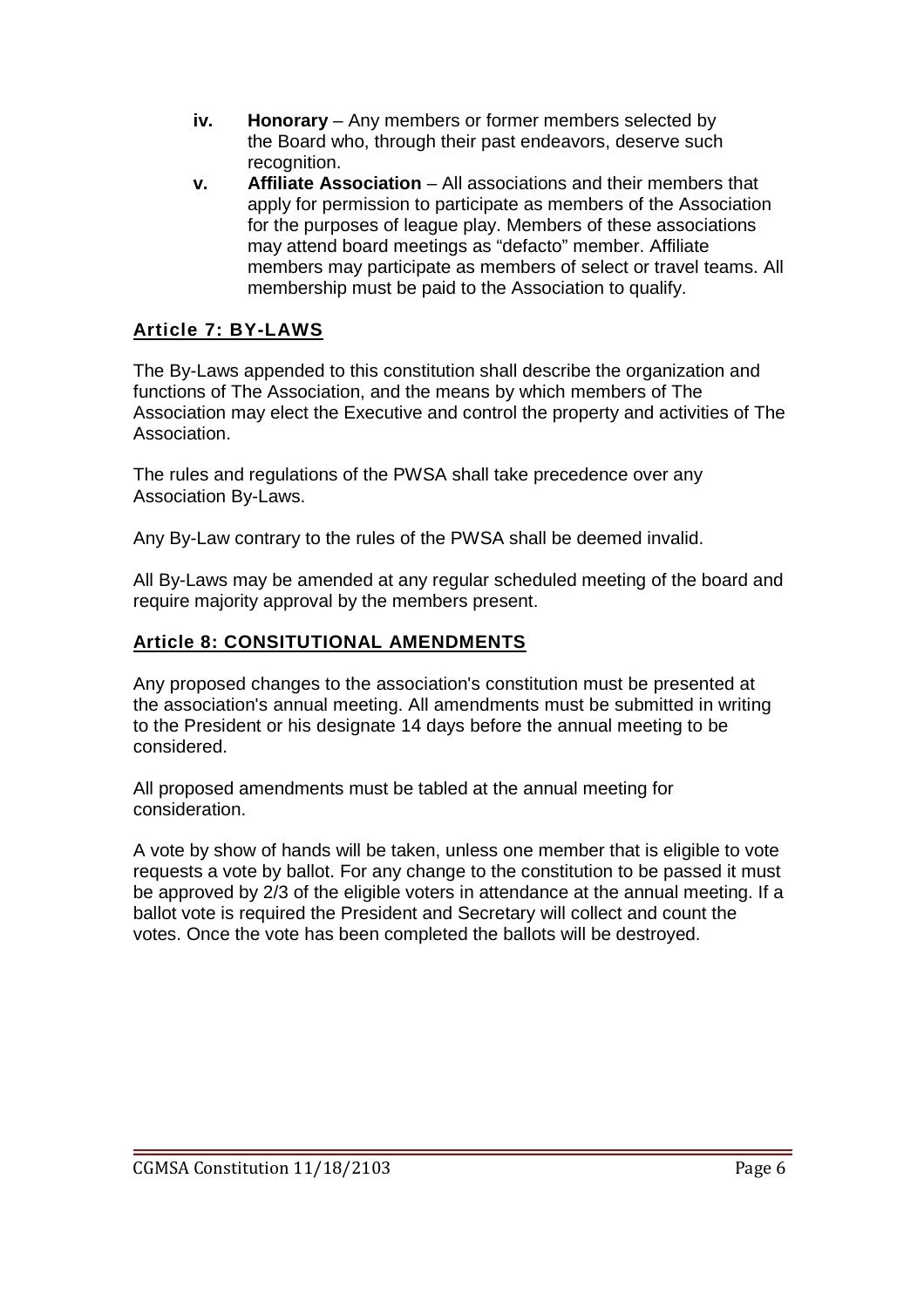- **iv. Honorary** – Any members or former members selected by the Board who, through their past endeavors, deserve such recognition.
- **v. Affiliate Association** – All associations and their members that apply for permission to participate as members of the Association for the purposes of league play. Members of these associations may attend board meetings as "defacto" member. Affiliate members may participate as members of select or travel teams. All membership must be paid to the Association to qualify.

## Article 7: BY-LAWS

The By-Laws appended to this constitution shall describe the organization and functions of The Association, and the means by which members of The Association may elect the Executive and control the property and activities of The Association.

The rules and regulations of the PWSA shall take precedence over any Association By-Laws.

Any By-Law contrary to the rules of the PWSA shall be deemed invalid.

All By-Laws may be amended at any regular scheduled meeting of the board and require majority approval by the members present.

## Article 8: CONSITUTIONAL AMENDMENTS

Any proposed changes to the association's constitution must be presented at the association's annual meeting. All amendments must be submitted in writing to the President or his designate 14 days before the annual meeting to be considered.

All proposed amendments must be tabled at the annual meeting for consideration.

A vote by show of hands will be taken, unless one member that is eligible to vote requests a vote by ballot. For any change to the constitution to be passed it must be approved by 2/3 of the eligible voters in attendance at the annual meeting. If a ballot vote is required the President and Secretary will collect and count the votes. Once the vote has been completed the ballots will be destroyed.